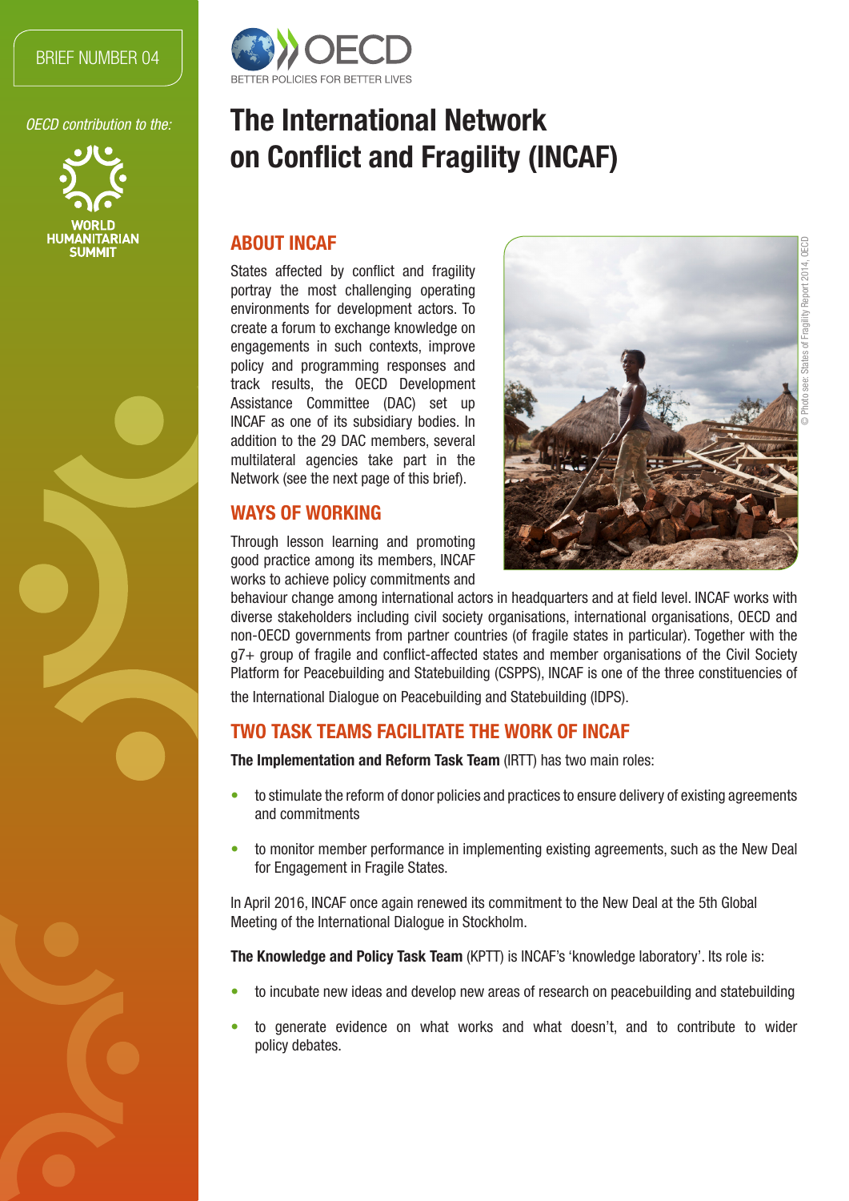BRIEF NUMBER 04

*OECD contribution to the:*

WORLD HUMANITARIAN SUMMIT

OECD BETTER POLICIES FOR BETTER LIVES

# The International Network on Conflict and Fragility (INCAF)

## ABOUT INCAF

States affected by conflict and fragility portray the most challenging operating environments for development actors. To create a forum to exchange knowledge on engagements in such contexts, improve policy and programming responses and track results, the OECD Development Assistance Committee (DAC) set up INCAF as one of its subsidiary bodies. In addition to the 29 DAC members, several multilateral agencies take part in the Network (see the next page of this brief).

## WAYS OF WORKING

Through lesson learning and promoting good practice among its members, INCAF works to achieve policy commitments and behaviour change among international actors in headquarters and at field level. INCAF works with diverse stakeholders including civil society organisations, international organisations, OECD and non-OECD governments from partner countries (of fragile states in particular). Together with the g7+ group of fragile and conflict-affected states and member organisations of the Civil Society Platform for Peacebuilding and Statebuilding (CSPPS), INCAF is one of the three constituencies of the International Dialogue on Peacebuilding and Statebuilding (IDPS).

© Photo see: States of Fragility Report 2014, OECD

## TWO TASK TEAMS FACILITATE THE WORK OF INCAF

**The Implementation and Reform Task Team** (IRTT) has two main roles:

- to stimulate the reform of donor policies and practices to ensure delivery of existing agreements and commitments
- to monitor member performance in implementing existing agreements, such as the New Deal for Engagement in Fragile States.

In April 2016, INCAF once again renewed its commitment to the New Deal at the 5th Global Meeting of the International Dialogue in Stockholm.

**The Knowledge and Policy Task Team** (KPTT) is INCAF's 'knowledge laboratory'. Its role is:

- to incubate new ideas and develop new areas of research on peacebuilding and statebuilding
- to generate evidence on what works and what doesn't, and to contribute to wider policy debates.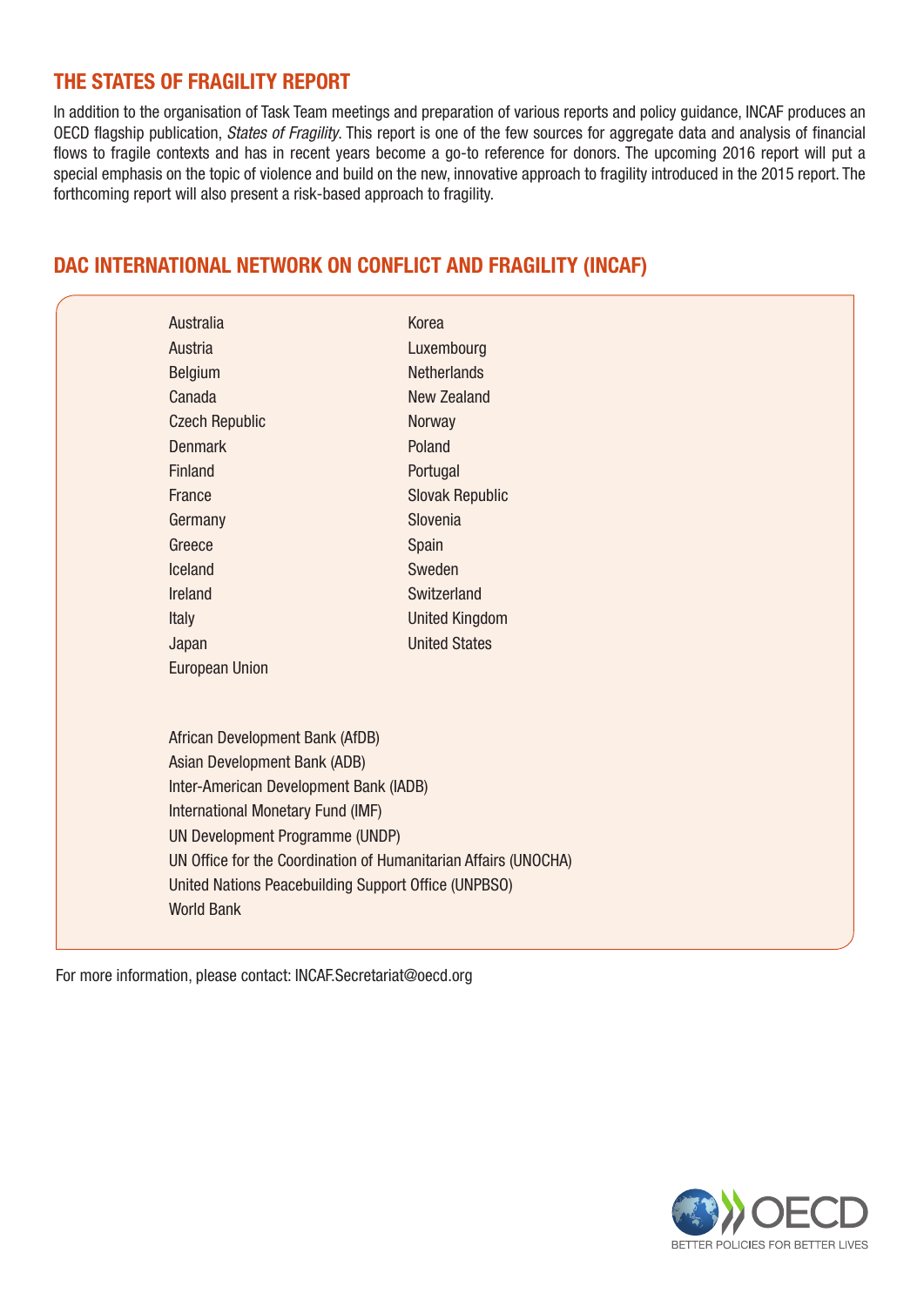## THE STATES OF FRAGILITY REPORT

In addition to the organisation of Task Team meetings and preparation of various reports and policy guidance, INCAF produces an OECD flagship publication, *States of Fragility*. This report is one of the few sources for aggregate data and analysis of financial flows to fragile contexts and has in recent years become a go-to reference for donors. The upcoming 2016 report will put a special emphasis on the topic of violence and build on the new, innovative approach to fragility introduced in the 2015 report. The forthcoming report will also present a risk-based approach to fragility.

## DAC INTERNATIONAL NETWORK ON CONFLICT AND FRAGILITY (INCAF)

- Australia
- Austria
- Belgium
- Canada
- Czech Republic
- Denmark
- Finland
- France
- Germany
- Greece
- Iceland
- Ireland
- Italy
- Japan
- European Union
- Korea
- Luxembourg
- Netherlands
- New Zealand
- Norway
- Poland
- Portugal
- Slovak Republic
- Slovenia
- Spain
- Sweden
- Switzerland
- United Kingdom
- United States

- African Development Bank (AfDB)
- Asian Development Bank (ADB)
- Inter-American Development Bank (IADB)
- International Monetary Fund (IMF)
- UN Development Programme (UNDP)
- UN Office for the Coordination of Humanitarian Affairs (UNOCHA)
- United Nations Peacebuilding Support Office (UNPBSO)
- World Bank

For more information, please contact: INCAF.Secretariat@oecd.org

OECD
BETTER POLICIES FOR BETTER LIVES